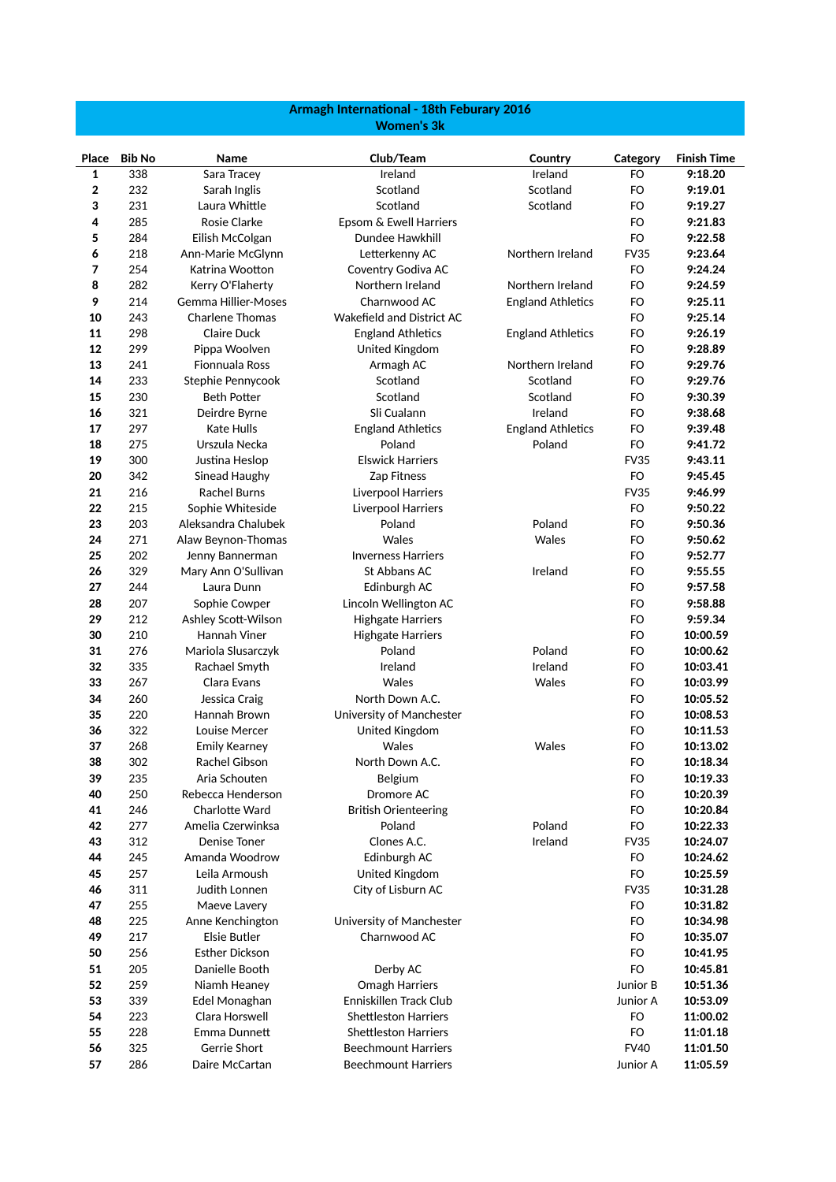# Armagh International - 18th Feburary 2016
## Women's 3k

| Place | Bib No | Name | Club/Team | Country | Category | Finish Time |
|---|---|---|---|---|---|---|
| 1 | 338 | Sara Tracey | Ireland | Ireland | FO | 9:18.20 |
| 2 | 232 | Sarah Inglis | Scotland | Scotland | FO | 9:19.01 |
| 3 | 231 | Laura Whittle | Scotland | Scotland | FO | 9:19.27 |
| 4 | 285 | Rosie Clarke | Epsom & Ewell Harriers | | FO | 9:21.83 |
| 5 | 284 | Eilish McColgan | Dundee Hawkhill | | FO | 9:22.58 |
| 6 | 218 | Ann-Marie McGlynn | Letterkenny AC | Northern Ireland | FV35 | 9:23.64 |
| 7 | 254 | Katrina Wootton | Coventry Godiva AC | | FO | 9:24.24 |
| 8 | 282 | Kerry O'Flaherty | Northern Ireland | Northern Ireland | FO | 9:24.59 |
| 9 | 214 | Gemma Hillier-Moses | Charnwood AC | England Athletics | FO | 9:25.11 |
| 10 | 243 | Charlene Thomas | Wakefield and District AC | | FO | 9:25.14 |
| 11 | 298 | Claire Duck | England Athletics | England Athletics | FO | 9:26.19 |
| 12 | 299 | Pippa Woolven | United Kingdom | | FO | 9:28.89 |
| 13 | 241 | Fionnuala Ross | Armagh AC | Northern Ireland | FO | 9:29.76 |
| 14 | 233 | Stephie Pennycook | Scotland | Scotland | FO | 9:29.76 |
| 15 | 230 | Beth Potter | Scotland | Scotland | FO | 9:30.39 |
| 16 | 321 | Deirdre Byrne | Sli Cualann | Ireland | FO | 9:38.68 |
| 17 | 297 | Kate Hulls | England Athletics | England Athletics | FO | 9:39.48 |
| 18 | 275 | Urszula Necka | Poland | Poland | FO | 9:41.72 |
| 19 | 300 | Justina Heslop | Elswick Harriers | | FV35 | 9:43.11 |
| 20 | 342 | Sinead Haughy | Zap Fitness | | FO | 9:45.45 |
| 21 | 216 | Rachel Burns | Liverpool Harriers | | FV35 | 9:46.99 |
| 22 | 215 | Sophie Whiteside | Liverpool Harriers | | FO | 9:50.22 |
| 23 | 203 | Aleksandra Chalubek | Poland | Poland | FO | 9:50.36 |
| 24 | 271 | Alaw Beynon-Thomas | Wales | Wales | FO | 9:50.62 |
| 25 | 202 | Jenny Bannerman | Inverness Harriers | | FO | 9:52.77 |
| 26 | 329 | Mary Ann O'Sullivan | St Abbans AC | Ireland | FO | 9:55.55 |
| 27 | 244 | Laura Dunn | Edinburgh AC | | FO | 9:57.58 |
| 28 | 207 | Sophie Cowper | Lincoln Wellington AC | | FO | 9:58.88 |
| 29 | 212 | Ashley Scott-Wilson | Highgate Harriers | | FO | 9:59.34 |
| 30 | 210 | Hannah Viner | Highgate Harriers | | FO | 10:00.59 |
| 31 | 276 | Mariola Slusarczyk | Poland | Poland | FO | 10:00.62 |
| 32 | 335 | Rachael Smyth | Ireland | Ireland | FO | 10:03.41 |
| 33 | 267 | Clara Evans | Wales | Wales | FO | 10:03.99 |
| 34 | 260 | Jessica Craig | North Down A.C. | | FO | 10:05.52 |
| 35 | 220 | Hannah Brown | University of Manchester | | FO | 10:08.53 |
| 36 | 322 | Louise Mercer | United Kingdom | | FO | 10:11.53 |
| 37 | 268 | Emily Kearney | Wales | Wales | FO | 10:13.02 |
| 38 | 302 | Rachel Gibson | North Down A.C. | | FO | 10:18.34 |
| 39 | 235 | Aria Schouten | Belgium | | FO | 10:19.33 |
| 40 | 250 | Rebecca Henderson | Dromore AC | | FO | 10:20.39 |
| 41 | 246 | Charlotte Ward | British Orienteering | | FO | 10:20.84 |
| 42 | 277 | Amelia Czerwinksa | Poland | Poland | FO | 10:22.33 |
| 43 | 312 | Denise Toner | Clones A.C. | Ireland | FV35 | 10:24.07 |
| 44 | 245 | Amanda Woodrow | Edinburgh AC | | FO | 10:24.62 |
| 45 | 257 | Leila Armoush | United Kingdom | | FO | 10:25.59 |
| 46 | 311 | Judith Lonnen | City of Lisburn AC | | FV35 | 10:31.28 |
| 47 | 255 | Maeve Lavery | | | FO | 10:31.82 |
| 48 | 225 | Anne Kenchington | University of Manchester | | FO | 10:34.98 |
| 49 | 217 | Elsie Butler | Charnwood AC | | FO | 10:35.07 |
| 50 | 256 | Esther Dickson | | | FO | 10:41.95 |
| 51 | 205 | Danielle Booth | Derby AC | | FO | 10:45.81 |
| 52 | 259 | Niamh Heaney | Omagh Harriers | | Junior B | 10:51.36 |
| 53 | 339 | Edel Monaghan | Enniskillen Track Club | | Junior A | 10:53.09 |
| 54 | 223 | Clara Horswell | Shettleston Harriers | | FO | 11:00.02 |
| 55 | 228 | Emma Dunnett | Shettleston Harriers | | FO | 11:01.18 |
| 56 | 325 | Gerrie Short | Beechmount Harriers | | FV40 | 11:01.50 |
| 57 | 286 | Daire McCartan | Beechmount Harriers | | Junior A | 11:05.59 |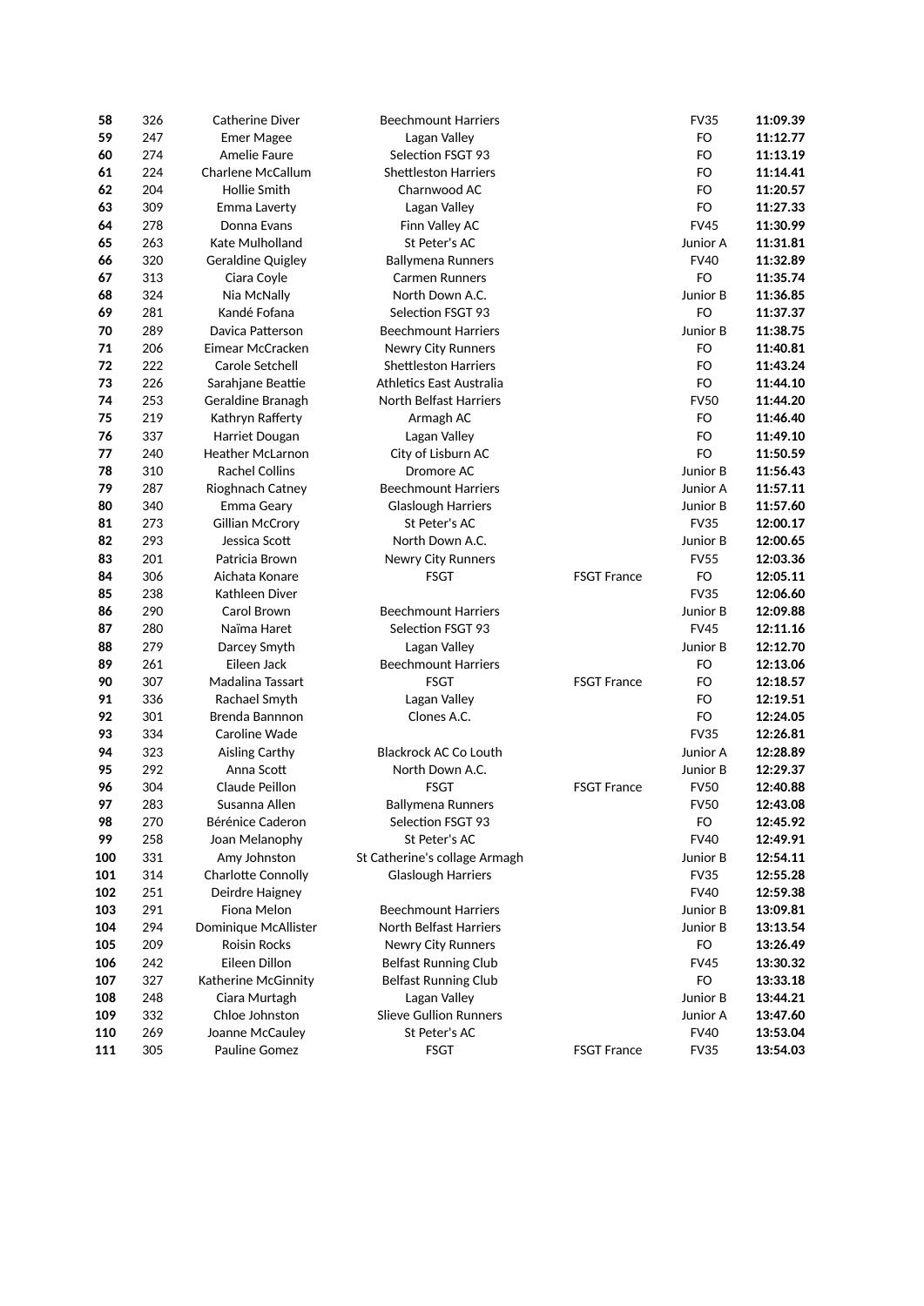| | | | | | | |
|---|---|---|---|---|---|---|
| **58** | 326 | Catherine Diver | Beechmount Harriers | | FV35 | **11:09.39** |
| **59** | 247 | Emer Magee | Lagan Valley | | FO | **11:12.77** |
| **60** | 274 | Amelie Faure | Selection FSGT 93 | | FO | **11:13.19** |
| **61** | 224 | Charlene McCallum | Shettleston Harriers | | FO | **11:14.41** |
| **62** | 204 | Hollie Smith | Charnwood AC | | FO | **11:20.57** |
| **63** | 309 | Emma Laverty | Lagan Valley | | FO | **11:27.33** |
| **64** | 278 | Donna Evans | Finn Valley AC | | FV45 | **11:30.99** |
| **65** | 263 | Kate Mulholland | St Peter's AC | | Junior A | **11:31.81** |
| **66** | 320 | Geraldine Quigley | Ballymena Runners | | FV40 | **11:32.89** |
| **67** | 313 | Ciara Coyle | Carmen Runners | | FO | **11:35.74** |
| **68** | 324 | Nia McNally | North Down A.C. | | Junior B | **11:36.85** |
| **69** | 281 | Kandé Fofana | Selection FSGT 93 | | FO | **11:37.37** |
| **70** | 289 | Davica Patterson | Beechmount Harriers | | Junior B | **11:38.75** |
| **71** | 206 | Eimear McCracken | Newry City Runners | | FO | **11:40.81** |
| **72** | 222 | Carole Setchell | Shettleston Harriers | | FO | **11:43.24** |
| **73** | 226 | Sarahjane Beattie | Athletics East Australia | | FO | **11:44.10** |
| **74** | 253 | Geraldine Branagh | North Belfast Harriers | | FV50 | **11:44.20** |
| **75** | 219 | Kathryn Rafferty | Armagh AC | | FO | **11:46.40** |
| **76** | 337 | Harriet Dougan | Lagan Valley | | FO | **11:49.10** |
| **77** | 240 | Heather McLarnon | City of Lisburn AC | | FO | **11:50.59** |
| **78** | 310 | Rachel Collins | Dromore AC | | Junior B | **11:56.43** |
| **79** | 287 | Rioghnach Catney | Beechmount Harriers | | Junior A | **11:57.11** |
| **80** | 340 | Emma Geary | Glaslough Harriers | | Junior B | **11:57.60** |
| **81** | 273 | Gillian McCrory | St Peter's AC | | FV35 | **12:00.17** |
| **82** | 293 | Jessica Scott | North Down A.C. | | Junior B | **12:00.65** |
| **83** | 201 | Patricia Brown | Newry City Runners | | FV55 | **12:03.36** |
| **84** | 306 | Aichata Konare | FSGT | FSGT France | FO | **12:05.11** |
| **85** | 238 | Kathleen Diver | | | FV35 | **12:06.60** |
| **86** | 290 | Carol Brown | Beechmount Harriers | | Junior B | **12:09.88** |
| **87** | 280 | Naïma Haret | Selection FSGT 93 | | FV45 | **12:11.16** |
| **88** | 279 | Darcey Smyth | Lagan Valley | | Junior B | **12:12.70** |
| **89** | 261 | Eileen Jack | Beechmount Harriers | | FO | **12:13.06** |
| **90** | 307 | Madalina Tassart | FSGT | FSGT France | FO | **12:18.57** |
| **91** | 336 | Rachael Smyth | Lagan Valley | | FO | **12:19.51** |
| **92** | 301 | Brenda Bannnon | Clones A.C. | | FO | **12:24.05** |
| **93** | 334 | Caroline Wade | | | FV35 | **12:26.81** |
| **94** | 323 | Aisling Carthy | Blackrock AC Co Louth | | Junior A | **12:28.89** |
| **95** | 292 | Anna Scott | North Down A.C. | | Junior B | **12:29.37** |
| **96** | 304 | Claude Peillon | FSGT | FSGT France | FV50 | **12:40.88** |
| **97** | 283 | Susanna Allen | Ballymena Runners | | FV50 | **12:43.08** |
| **98** | 270 | Bérénice Caderon | Selection FSGT 93 | | FO | **12:45.92** |
| **99** | 258 | Joan Melanophy | St Peter's AC | | FV40 | **12:49.91** |
| **100** | 331 | Amy Johnston | St Catherine's collage Armagh | | Junior B | **12:54.11** |
| **101** | 314 | Charlotte Connolly | Glaslough Harriers | | FV35 | **12:55.28** |
| **102** | 251 | Deirdre Haigney | | | FV40 | **12:59.38** |
| **103** | 291 | Fiona Melon | Beechmount Harriers | | Junior B | **13:09.81** |
| **104** | 294 | Dominique McAllister | North Belfast Harriers | | Junior B | **13:13.54** |
| **105** | 209 | Roisin Rocks | Newry City Runners | | FO | **13:26.49** |
| **106** | 242 | Eileen Dillon | Belfast Running Club | | FV45 | **13:30.32** |
| **107** | 327 | Katherine McGinnity | Belfast Running Club | | FO | **13:33.18** |
| **108** | 248 | Ciara Murtagh | Lagan Valley | | Junior B | **13:44.21** |
| **109** | 332 | Chloe Johnston | Slieve Gullion Runners | | Junior A | **13:47.60** |
| **110** | 269 | Joanne McCauley | St Peter's AC | | FV40 | **13:53.04** |
| **111** | 305 | Pauline Gomez | FSGT | FSGT France | FV35 | **13:54.03** |